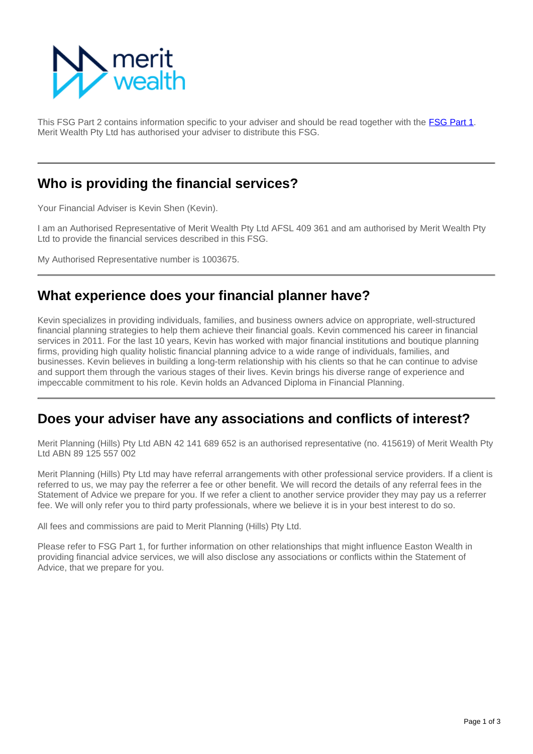This FSG Part 2 contains information specific to your adviser and should be read together with the FSG Part 1. Merit Wealth Pty Ltd has authorised your adviser to distribute this FSG.

---

## Who is providing the financial services?

Your Financial Adviser is Kevin Shen (Kevin).

I am an Authorised Representative of Merit Wealth Pty Ltd AFSL 409 361 and am authorised by Merit Wealth Pty Ltd to provide the financial services described in this FSG.

My Authorised Representative number is 1003675.

---

## What experience does your financial planner have?

Kevin specializes in providing individuals, families, and business owners advice on appropriate, well-structured financial planning strategies to help them achieve their financial goals. Kevin commenced his career in financial services in 2011. For the last 10 years, Kevin has worked with major financial institutions and boutique planning firms, providing high quality holistic financial planning advice to a wide range of individuals, families, and businesses. Kevin believes in building a long-term relationship with his clients so that he can continue to advise and support them through the various stages of their lives. Kevin brings his diverse range of experience and impeccable commitment to his role. Kevin holds an Advanced Diploma in Financial Planning.

---

## Does your adviser have any associations and conflicts of interest?

Merit Planning (Hills) Pty Ltd ABN 42 141 689 652 is an authorised representative (no. 415619) of Merit Wealth Pty Ltd ABN 89 125 557 002

Merit Planning (Hills) Pty Ltd may have referral arrangements with other professional service providers. If a client is referred to us, we may pay the referrer a fee or other benefit. We will record the details of any referral fees in the Statement of Advice we prepare for you. If we refer a client to another service provider they may pay us a referrer fee. We will only refer you to third party professionals, where we believe it is in your best interest to do so.

All fees and commissions are paid to Merit Planning (Hills) Pty Ltd.

Please refer to FSG Part 1, for further information on other relationships that might influence Easton Wealth in providing financial advice services, we will also disclose any associations or conflicts within the Statement of Advice, that we prepare for you.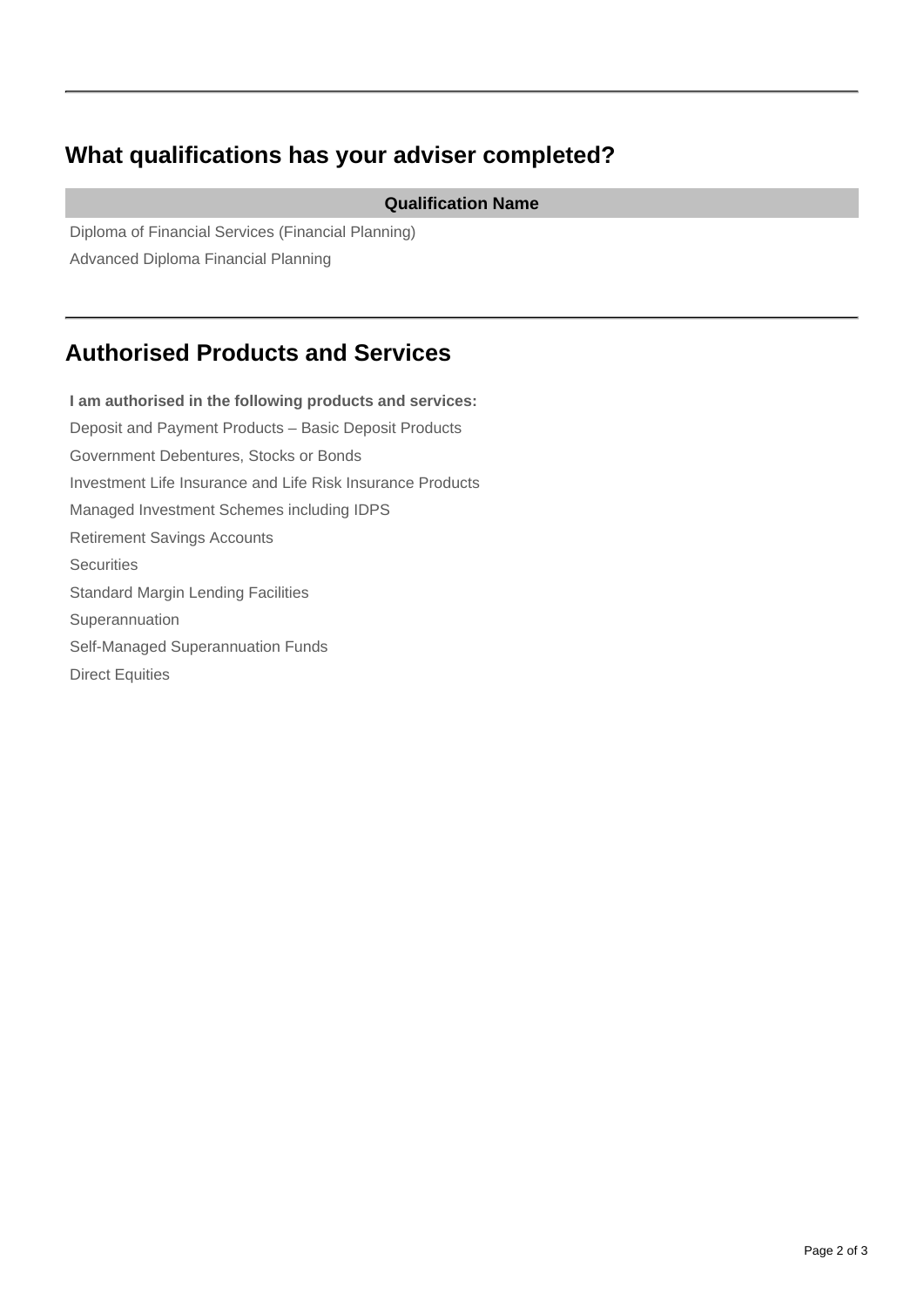## What qualifications has your adviser completed?

| Qualification Name |
| --- |
| Diploma of Financial Services (Financial Planning) |
| Advanced Diploma Financial Planning |

## Authorised Products and Services

**I am authorised in the following products and services:**

Deposit and Payment Products – Basic Deposit Products

Government Debentures, Stocks or Bonds

Investment Life Insurance and Life Risk Insurance Products

Managed Investment Schemes including IDPS

Retirement Savings Accounts

Securities

Standard Margin Lending Facilities

Superannuation

Self-Managed Superannuation Funds

Direct Equities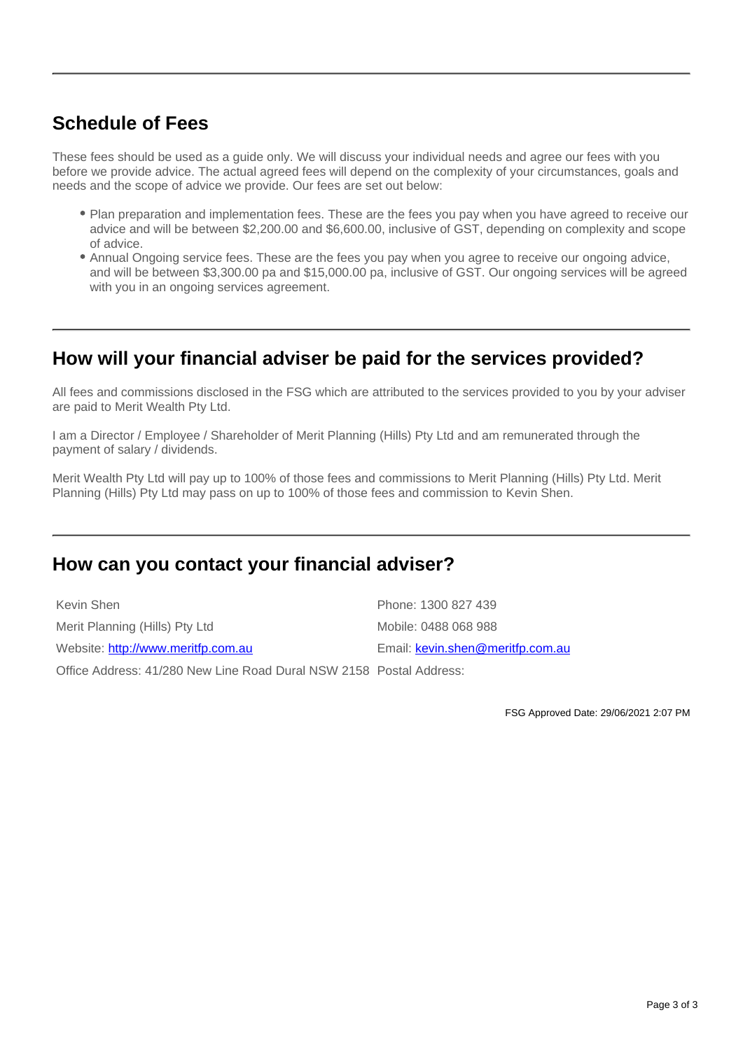## Schedule of Fees

These fees should be used as a guide only. We will discuss your individual needs and agree our fees with you before we provide advice. The actual agreed fees will depend on the complexity of your circumstances, goals and needs and the scope of advice we provide. Our fees are set out below:

- Plan preparation and implementation fees. These are the fees you pay when you have agreed to receive our advice and will be between $2,200.00 and $6,600.00, inclusive of GST, depending on complexity and scope of advice.
- Annual Ongoing service fees. These are the fees you pay when you agree to receive our ongoing advice, and will be between $3,300.00 pa and $15,000.00 pa, inclusive of GST. Our ongoing services will be agreed with you in an ongoing services agreement.

## How will your financial adviser be paid for the services provided?

All fees and commissions disclosed in the FSG which are attributed to the services provided to you by your adviser are paid to Merit Wealth Pty Ltd.

I am a Director / Employee / Shareholder of Merit Planning (Hills) Pty Ltd and am remunerated through the payment of salary / dividends.

Merit Wealth Pty Ltd will pay up to 100% of those fees and commissions to Merit Planning (Hills) Pty Ltd. Merit Planning (Hills) Pty Ltd may pass on up to 100% of those fees and commission to Kevin Shen.

## How can you contact your financial adviser?

| | |
|---|---|
| Kevin Shen | Phone: 1300 827 439 |
| Merit Planning (Hills) Pty Ltd | Mobile: 0488 068 988 |
| Website: [http://www.meritfp.com.au](http://www.meritfp.com.au) | Email: [kevin.shen@meritfp.com.au](mailto:kevin.shen@meritfp.com.au) |
| Office Address: 41/280 New Line Road Dural NSW 2158 | Postal Address: |

FSG Approved Date: 29/06/2021 2:07 PM